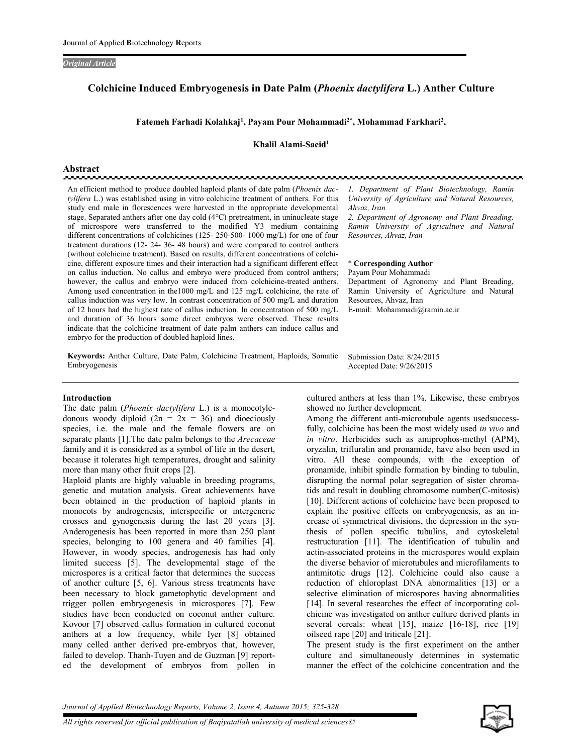*Original Article*

# Colchicine Induced Embryogenesis in Date Palm (*Phoenix dactylifera* L.) Anther Culture

**Fatemeh Farhadi Kolahkaj[1], Payam Pour Mohammadi[2*], Mohammad Farkhari[2], Khalil Alami-Saeid[1]**

## Abstract

An efficient method to produce doubled haploid plants of date palm (*Phoenix dactylifera* L.) was established using in vitro colchicine treatment of anthers. For this study end male in florescences were harvested in the appropriate developmental stage. Separated anthers after one day cold (4°C) pretreatment, in uninucleate stage of microspore were transferred to the modified Y3 medium containing different concentrations of colchicines (125- 250-500- 1000 mg/L) for one of four treatment durations (12- 24- 36- 48 hours) and were compared to control anthers (without colchicine treatment). Based on results, different concentrations of colchicine, different exposure times and their interaction had a significant different effect on callus induction. No callus and embryo were produced from control anthers; however, the callus and embryo were induced from colchicine-treated anthers. Among used concentration in the1000 mg/L and 125 mg/L colchicine, the rate of callus induction was very low. In contrast concentration of 500 mg/L and duration of 12 hours had the highest rate of callus induction. In concentration of 500 mg/L and duration of 36 hours some direct embryos were observed. These results indicate that the colchicine treatment of date palm anthers can induce callus and embryo for the production of doubled haploid lines.

**Keywords:** Anther Culture, Date Palm, Colchicine Treatment, Haploids, Somatic Embryogenesis

*1. Department of Plant Biotechnology, Ramin University of Agriculture and Natural Resources, Ahvaz, Iran*
*2. Department of Agronomy and Plant Breading, Ramin University of Agriculture and Natural Resources, Ahvaz, Iran*

\* **Corresponding Author**
Payam Pour Mohammadi
Department of Agronomy and Plant Breading, Ramin University of Agriculture and Natural Resources, Ahvaz, Iran
E-mail: Mohammadi@ramin.ac.ir

Submission Date: 8/24/2015
Accepted Date: 9/26/2015

## Introduction

The date palm (*Phoenix dactylifera* L.) is a monocotyledonous woody diploid (2n = 2x = 36) and dioeciously species, i.e. the male and the female flowers are on separate plants [1].The date palm belongs to the *Arecaceae* family and it is considered as a symbol of life in the desert, because it tolerates high temperatures, drought and salinity more than many other fruit crops [2].

Haploid plants are highly valuable in breeding programs, genetic and mutation analysis. Great achievements have been obtained in the production of haploid plants in monocots by androgenesis, interspecific or intergeneric crosses and gynogenesis during the last 20 years [3]. Anderogenesis has been reported in more than 250 plant species, belonging to 100 genera and 40 families [4]. However, in woody species, androgenesis has had only limited success [5]. The developmental stage of the microspores is a critical factor that determines the success of another culture [5, 6]. Various stress treatments have been necessary to block gametophytic development and trigger pollen embryogenesis in microspores [7]. Few studies have been conducted on coconut anther culture. Kovoor [7] observed callus formation in cultured coconut anthers at a low frequency, while Iyer [8] obtained many celled anther derived pre-embryos that, however, failed to develop. Thanh-Tuyen and de Guzman [9] reported the development of embryos from pollen in cultured anthers at less than 1%. Likewise, these embryos showed no further development.

Among the different anti-microtubule agents usedsuccessfully, colchicine has been the most widely used *in vivo* and *in vitro*. Herbicides such as amiprophos-methyl (APM), oryzalin, trifluralin and pronamide, have also been used in vitro. All these compounds, with the exception of pronamide, inhibit spindle formation by binding to tubulin, disrupting the normal polar segregation of sister chromatids and result in doubling chromosome number(C-mitosis) [10]. Different actions of colchicine have been proposed to explain the positive effects on embryogenesis, as an increase of symmetrical divisions, the depression in the synthesis of pollen specific tubulins, and cytoskeletal restructuration [11]. The identification of tubulin and actin-associated proteins in the microspores would explain the diverse behavior of microtubules and microfilaments to antimitotic drugs [12]. Colchicine could also cause a reduction of chloroplast DNA abnormalities [13] or a selective elimination of microspores having abnormalities [14]. In several researches the effect of incorporating colchicine was investigated on anther culture derived plants in several cereals: wheat [15], maize [16-18], rice [19] oilseed rape [20] and triticale [21].

The present study is the first experiment on the anther culture and simultaneously determines in systematic manner the effect of the colchicine concentration and the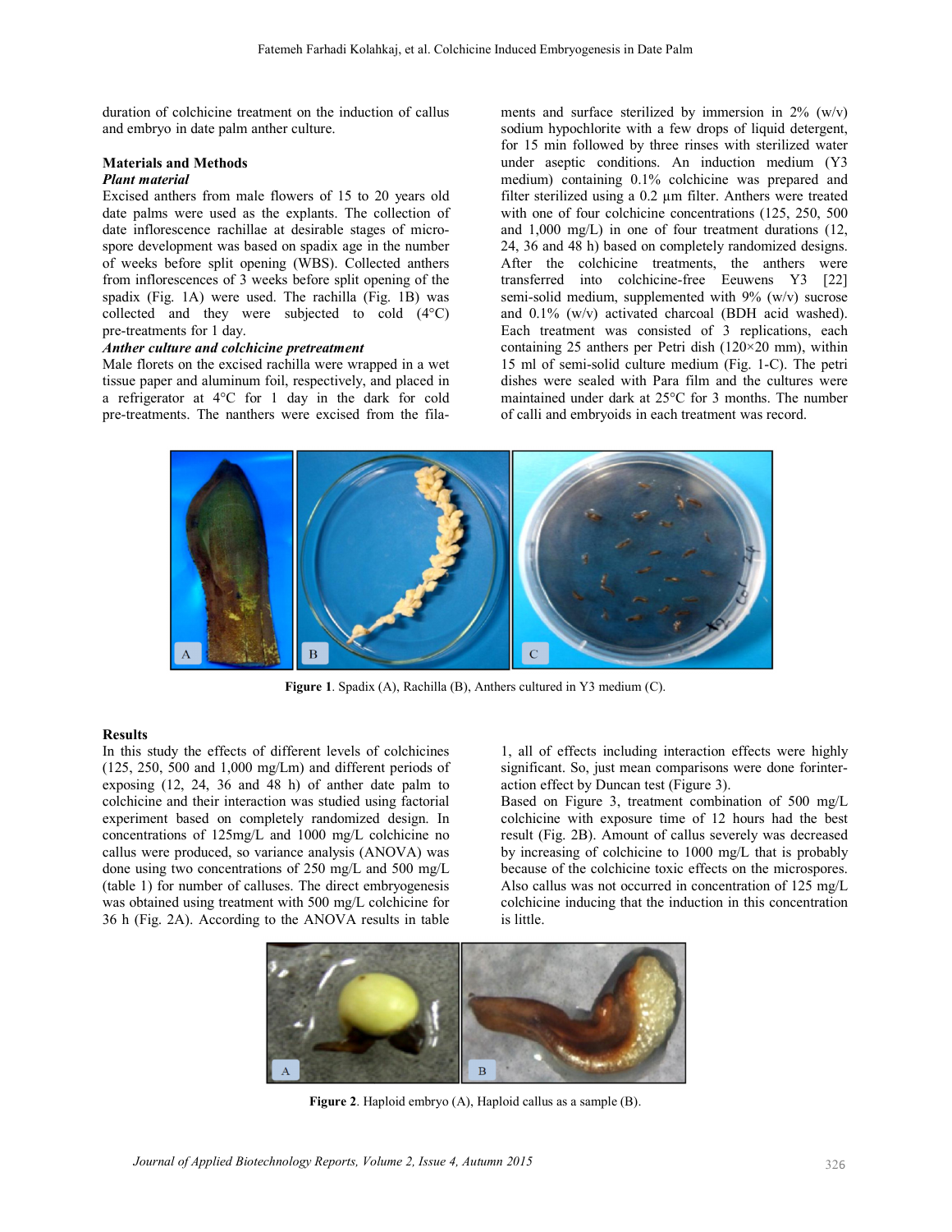duration of colchicine treatment on the induction of callus and embryo in date palm anther culture.

## Materials and Methods

### *Plant material*

Excised anthers from male flowers of 15 to 20 years old date palms were used as the explants. The collection of date inflorescence rachillae at desirable stages of microspore development was based on spadix age in the number of weeks before split opening (WBS). Collected anthers from inflorescences of 3 weeks before split opening of the spadix (Fig. 1A) were used. The rachilla (Fig. 1B) was collected and they were subjected to cold (4°C) pre-treatments for 1 day.

### *Anther culture and colchicine pretreatment*

Male florets on the excised rachilla were wrapped in a wet tissue paper and aluminum foil, respectively, and placed in a refrigerator at 4°C for 1 day in the dark for cold pre-treatments. The nanthers were excised from the filaments and surface sterilized by immersion in 2% (w/v) sodium hypochlorite with a few drops of liquid detergent, for 15 min followed by three rinses with sterilized water under aseptic conditions. An induction medium (Y3 medium) containing 0.1% colchicine was prepared and filter sterilized using a 0.2 µm filter. Anthers were treated with one of four colchicine concentrations (125, 250, 500 and 1,000 mg/L) in one of four treatment durations (12, 24, 36 and 48 h) based on completely randomized designs. After the colchicine treatments, the anthers were transferred into colchicine-free Eeuwens Y3 [22] semi-solid medium, supplemented with 9% (w/v) sucrose and 0.1% (w/v) activated charcoal (BDH acid washed). Each treatment was consisted of 3 replications, each containing 25 anthers per Petri dish (120×20 mm), within 15 ml of semi-solid culture medium (Fig. 1-C). The petri dishes were sealed with Para film and the cultures were maintained under dark at 25°C for 3 months. The number of calli and embryoids in each treatment was record.

**Figure 1**. Spadix (A), Rachilla (B), Anthers cultured in Y3 medium (C).

## Results

In this study the effects of different levels of colchicines (125, 250, 500 and 1,000 mg/Lm) and different periods of exposing (12, 24, 36 and 48 h) of anther date palm to colchicine and their interaction was studied using factorial experiment based on completely randomized design. In concentrations of 125mg/L and 1000 mg/L colchicine no callus were produced, so variance analysis (ANOVA) was done using two concentrations of 250 mg/L and 500 mg/L (table 1) for number of calluses. The direct embryogenesis was obtained using treatment with 500 mg/L colchicine for 36 h (Fig. 2A). According to the ANOVA results in table 1, all of effects including interaction effects were highly significant. So, just mean comparisons were done forinteraction effect by Duncan test (Figure 3).

Based on Figure 3, treatment combination of 500 mg/L colchicine with exposure time of 12 hours had the best result (Fig. 2B). Amount of callus severely was decreased by increasing of colchicine to 1000 mg/L that is probably because of the colchicine toxic effects on the microspores. Also callus was not occurred in concentration of 125 mg/L colchicine inducing that the induction in this concentration is little.

**Figure 2**. Haploid embryo (A), Haploid callus as a sample (B).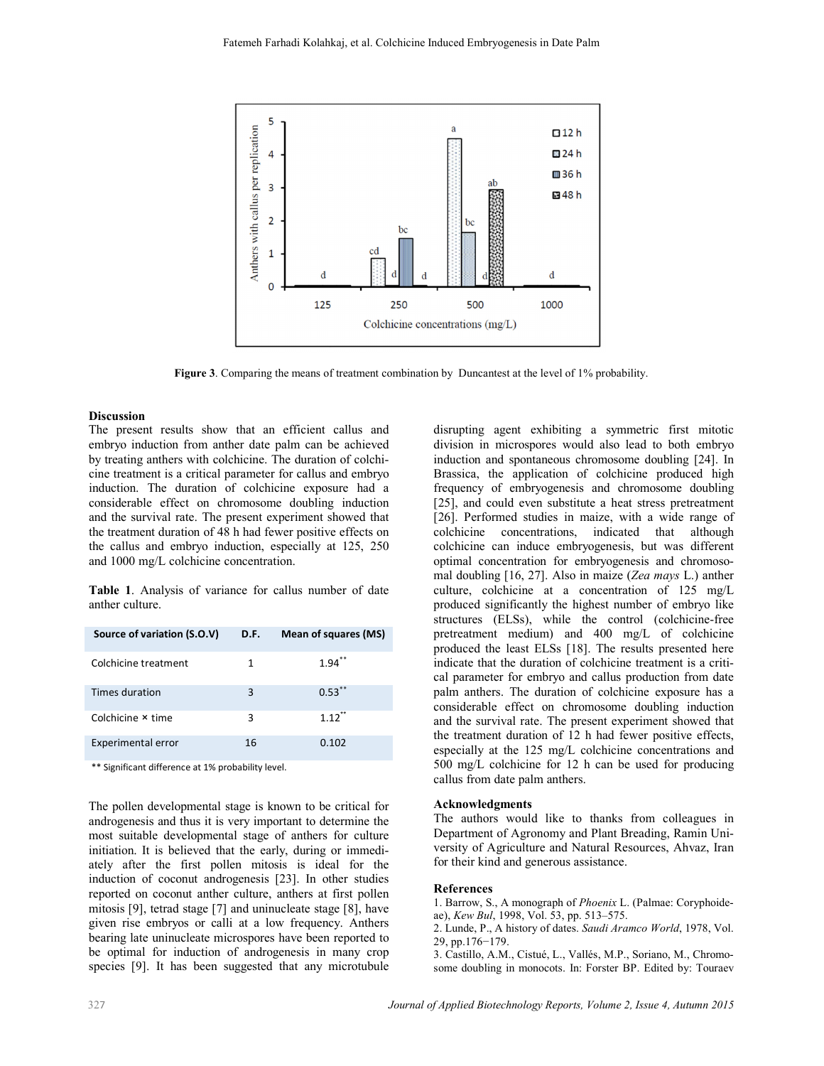5
4
3
2
1
0

Anthers with callus per replication

a
ab
bc
bc
cd
d
d
d
d
d

125
250
500
1000

Colchicine concentrations (mg/L)

12 h
24 h
36 h
48 h

**Figure 3**. Comparing the means of treatment combination by Duncantest at the level of 1% probability.

## Discussion

The present results show that an efficient callus and embryo induction from anther date palm can be achieved by treating anthers with colchicine. The duration of colchicine treatment is a critical parameter for callus and embryo induction. The duration of colchicine exposure had a considerable effect on chromosome doubling induction and the survival rate. The present experiment showed that the treatment duration of 48 h had fewer positive effects on the callus and embryo induction, especially at 125, 250 and 1000 mg/L colchicine concentration.

**Table 1**. Analysis of variance for callus number of date anther culture.

| Source of variation (S.O.V) | D.F. | Mean of squares (MS) |
|---|---|---|
| Colchicine treatment | 1 | 1.94** |
| Times duration | 3 | 0.53** |
| Colchicine × time | 3 | 1.12** |
| Experimental error | 16 | 0.102 |

** Significant difference at 1% probability level.

The pollen developmental stage is known to be critical for androgenesis and thus it is very important to determine the most suitable developmental stage of anthers for culture initiation. It is believed that the early, during or immediately after the first pollen mitosis is ideal for the induction of coconut androgenesis [23]. In other studies reported on coconut anther culture, anthers at first pollen mitosis [9], tetrad stage [7] and uninucleate stage [8], have given rise embryos or calli at a low frequency. Anthers bearing late uninucleate microspores have been reported to be optimal for induction of androgenesis in many crop species [9]. It has been suggested that any microtubule disrupting agent exhibiting a symmetric first mitotic division in microspores would also lead to both embryo induction and spontaneous chromosome doubling [24]. In Brassica, the application of colchicine produced high frequency of embryogenesis and chromosome doubling [25], and could even substitute a heat stress pretreatment [26]. Performed studies in maize, with a wide range of colchicine concentrations, indicated that although colchicine can induce embryogenesis, but was different optimal concentration for embryogenesis and chromosomal doubling [16, 27]. Also in maize (*Zea mays* L.) anther culture, colchicine at a concentration of 125 mg/L produced significantly the highest number of embryo like structures (ELSs), while the control (colchicine-free pretreatment medium) and 400 mg/L of colchicine produced the least ELSs [18]. The results presented here indicate that the duration of colchicine treatment is a critical parameter for embryo and callus production from date palm anthers. The duration of colchicine exposure has a considerable effect on chromosome doubling induction and the survival rate. The present experiment showed that the treatment duration of 12 h had fewer positive effects, especially at the 125 mg/L colchicine concentrations and 500 mg/L colchicine for 12 h can be used for producing callus from date palm anthers.

## Acknowledgments

The authors would like to thanks from colleagues in Department of Agronomy and Plant Breading, Ramin University of Agriculture and Natural Resources, Ahvaz, Iran for their kind and generous assistance.

## References

1. Barrow, S., A monograph of *Phoenix* L. (Palmae: Coryphoideae), *Kew Bul*, 1998, Vol. 53, pp. 513–575.
2. Lunde, P., A history of dates. *Saudi Aramco World*, 1978, Vol. 29, pp.176−179.
3. Castillo, A.M., Cistué, L., Vallés, M.P., Soriano, M., Chromosome doubling in monocots. In: Forster BP. Edited by: Touraev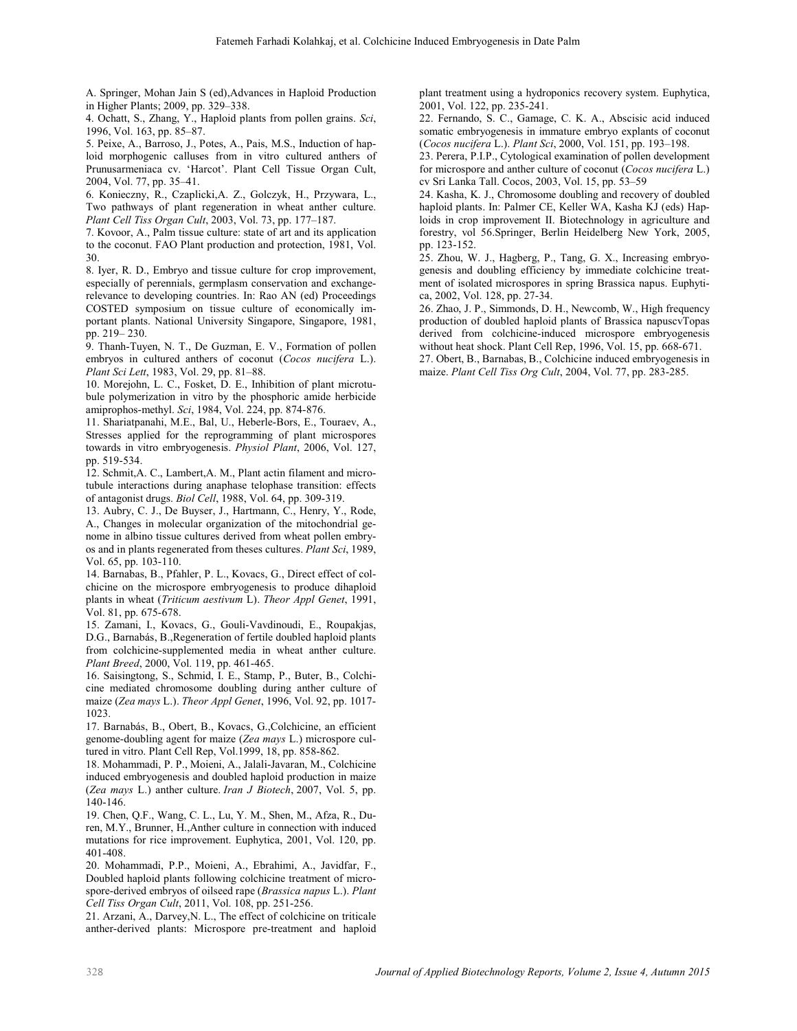A. Springer, Mohan Jain S (ed),Advances in Haploid Production in Higher Plants; 2009, pp. 329–338.

4. Ochatt, S., Zhang, Y., Haploid plants from pollen grains. *Sci*, 1996, Vol. 163, pp. 85–87.

5. Peixe, A., Barroso, J., Potes, A., Pais, M.S., Induction of haploid morphogenic calluses from in vitro cultured anthers of Prunusarmeniaca cv. 'Harcot'. Plant Cell Tissue Organ Cult, 2004, Vol. 77, pp. 35–41.

6. Konieczny, R., Czaplicki,A. Z., Golczyk, H., Przywara, L., Two pathways of plant regeneration in wheat anther culture. *Plant Cell Tiss Organ Cult*, 2003, Vol. 73, pp. 177–187.

7. Kovoor, A., Palm tissue culture: state of art and its application to the coconut. FAO Plant production and protection, 1981, Vol. 30.

8. Iyer, R. D., Embryo and tissue culture for crop improvement, especially of perennials, germplasm conservation and exchange-relevance to developing countries. In: Rao AN (ed) Proceedings COSTED symposium on tissue culture of economically important plants. National University Singapore, Singapore, 1981, pp. 219– 230.

9. Thanh-Tuyen, N. T., De Guzman, E. V., Formation of pollen embryos in cultured anthers of coconut (*Cocos nucifera* L.). *Plant Sci Lett*, 1983, Vol. 29, pp. 81–88.

10. Morejohn, L. C., Fosket, D. E., Inhibition of plant microtubule polymerization in vitro by the phosphoric amide herbicide amiprophos-methyl. *Sci*, 1984, Vol. 224, pp. 874-876.

11. Shariatpanahi, M.E., Bal, U., Heberle-Bors, E., Touraev, A., Stresses applied for the reprogramming of plant microspores towards in vitro embryogenesis. *Physiol Plant*, 2006, Vol. 127, pp. 519-534.

12. Schmit,A. C., Lambert,A. M., Plant actin filament and microtubule interactions during anaphase telophase transition: effects of antagonist drugs. *Biol Cell*, 1988, Vol. 64, pp. 309-319.

13. Aubry, C. J., De Buyser, J., Hartmann, C., Henry, Y., Rode, A., Changes in molecular organization of the mitochondrial genome in albino tissue cultures derived from wheat pollen embryos and in plants regenerated from theses cultures. *Plant Sci*, 1989, Vol. 65, pp. 103-110.

14. Barnabas, B., Pfahler, P. L., Kovacs, G., Direct effect of colchicine on the microspore embryogenesis to produce dihaploid plants in wheat (*Triticum aestivum* L). *Theor Appl Genet*, 1991, Vol. 81, pp. 675-678.

15. Zamani, I., Kovacs, G., Gouli-Vavdinoudi, E., Roupakjas, D.G., Barnabás, B.,Regeneration of fertile doubled haploid plants from colchicine-supplemented media in wheat anther culture. *Plant Breed*, 2000, Vol. 119, pp. 461-465.

16. Saisingtong, S., Schmid, I. E., Stamp, P., Buter, B., Colchicine mediated chromosome doubling during anther culture of maize (*Zea mays* L.). *Theor Appl Genet*, 1996, Vol. 92, pp. 1017-1023.

17. Barnabás, B., Obert, B., Kovacs, G.,Colchicine, an efficient genome-doubling agent for maize (*Zea mays* L.) microspore cultured in vitro. Plant Cell Rep, Vol.1999, 18, pp. 858-862.

18. Mohammadi, P. P., Moieni, A., Jalali-Javaran, M., Colchicine induced embryogenesis and doubled haploid production in maize (*Zea mays* L.) anther culture. *Iran J Biotech*, 2007, Vol. 5, pp. 140-146.

19. Chen, Q.F., Wang, C. L., Lu, Y. M., Shen, M., Afza, R., Duren, M.Y., Brunner, H.,Anther culture in connection with induced mutations for rice improvement. Euphytica, 2001, Vol. 120, pp. 401-408.

20. Mohammadi, P.P., Moieni, A., Ebrahimi, A., Javidfar, F., Doubled haploid plants following colchicine treatment of microspore-derived embryos of oilseed rape (*Brassica napus* L.). *Plant Cell Tiss Organ Cult*, 2011, Vol. 108, pp. 251-256.

21. Arzani, A., Darvey,N. L., The effect of colchicine on triticale anther-derived plants: Microspore pre-treatment and haploid plant treatment using a hydroponics recovery system. Euphytica, 2001, Vol. 122, pp. 235-241.

22. Fernando, S. C., Gamage, C. K. A., Abscisic acid induced somatic embryogenesis in immature embryo explants of coconut (*Cocos nucifera* L.). *Plant Sci*, 2000, Vol. 151, pp. 193–198.

23. Perera, P.I.P., Cytological examination of pollen development for microspore and anther culture of coconut (*Cocos nucifera* L.) cv Sri Lanka Tall. Cocos, 2003, Vol. 15, pp. 53–59

24. Kasha, K. J., Chromosome doubling and recovery of doubled haploid plants. In: Palmer CE, Keller WA, Kasha KJ (eds) Haploids in crop improvement II. Biotechnology in agriculture and forestry, vol 56.Springer, Berlin Heidelberg New York, 2005, pp. 123-152.

25. Zhou, W. J., Hagberg, P., Tang, G. X., Increasing embryogenesis and doubling efficiency by immediate colchicine treatment of isolated microspores in spring Brassica napus. Euphytica, 2002, Vol. 128, pp. 27-34.

26. Zhao, J. P., Simmonds, D. H., Newcomb, W., High frequency production of doubled haploid plants of Brassica napuscvTopas derived from colchicine-induced microspore embryogenesis without heat shock. Plant Cell Rep, 1996, Vol. 15, pp. 668-671.

27. Obert, B., Barnabas, B., Colchicine induced embryogenesis in maize. *Plant Cell Tiss Org Cult*, 2004, Vol. 77, pp. 283-285.